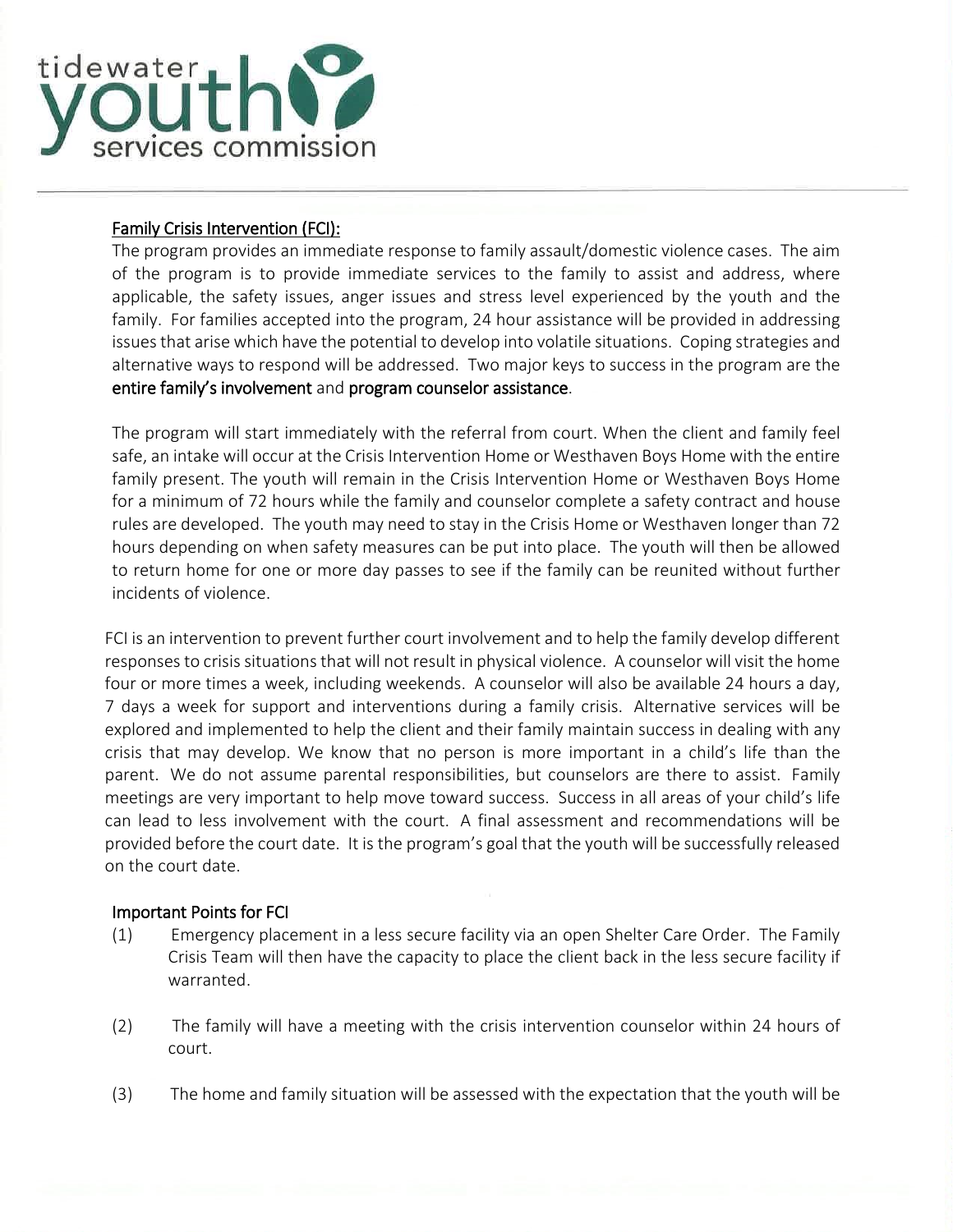tidewater youth services commission

## Family Crisis Intervention (FCI):

The program provides an immediate response to family assault/domestic violence cases. The aim of the program is to provide immediate services to the family to assist and address, where applicable, the safety issues, anger issues and stress level experienced by the youth and the family. For families accepted into the program, 24 hour assistance will be provided in addressing issues that arise which have the potential to develop into volatile situations. Coping strategies and alternative ways to respond will be addressed. Two major keys to success in the program are the **entire family's involvement** and **program counselor assistance**.

The program will start immediately with the referral from court. When the client and family feel safe, an intake will occur at the Crisis Intervention Home or Westhaven Boys Home with the entire family present. The youth will remain in the Crisis Intervention Home or Westhaven Boys Home for a minimum of 72 hours while the family and counselor complete a safety contract and house rules are developed. The youth may need to stay in the Crisis Home or Westhaven longer than 72 hours depending on when safety measures can be put into place. The youth will then be allowed to return home for one or more day passes to see if the family can be reunited without further incidents of violence.

FCI is an intervention to prevent further court involvement and to help the family develop different responses to crisis situations that will not result in physical violence. A counselor will visit the home four or more times a week, including weekends. A counselor will also be available 24 hours a day, 7 days a week for support and interventions during a family crisis. Alternative services will be explored and implemented to help the client and their family maintain success in dealing with any crisis that may develop. We know that no person is more important in a child's life than the parent. We do not assume parental responsibilities, but counselors are there to assist. Family meetings are very important to help move toward success. Success in all areas of your child's life can lead to less involvement with the court. A final assessment and recommendations will be provided before the court date. It is the program's goal that the youth will be successfully released on the court date.

### Important Points for FCI

(1) Emergency placement in a less secure facility via an open Shelter Care Order. The Family Crisis Team will then have the capacity to place the client back in the less secure facility if warranted.

(2) The family will have a meeting with the crisis intervention counselor within 24 hours of court.

(3) The home and family situation will be assessed with the expectation that the youth will be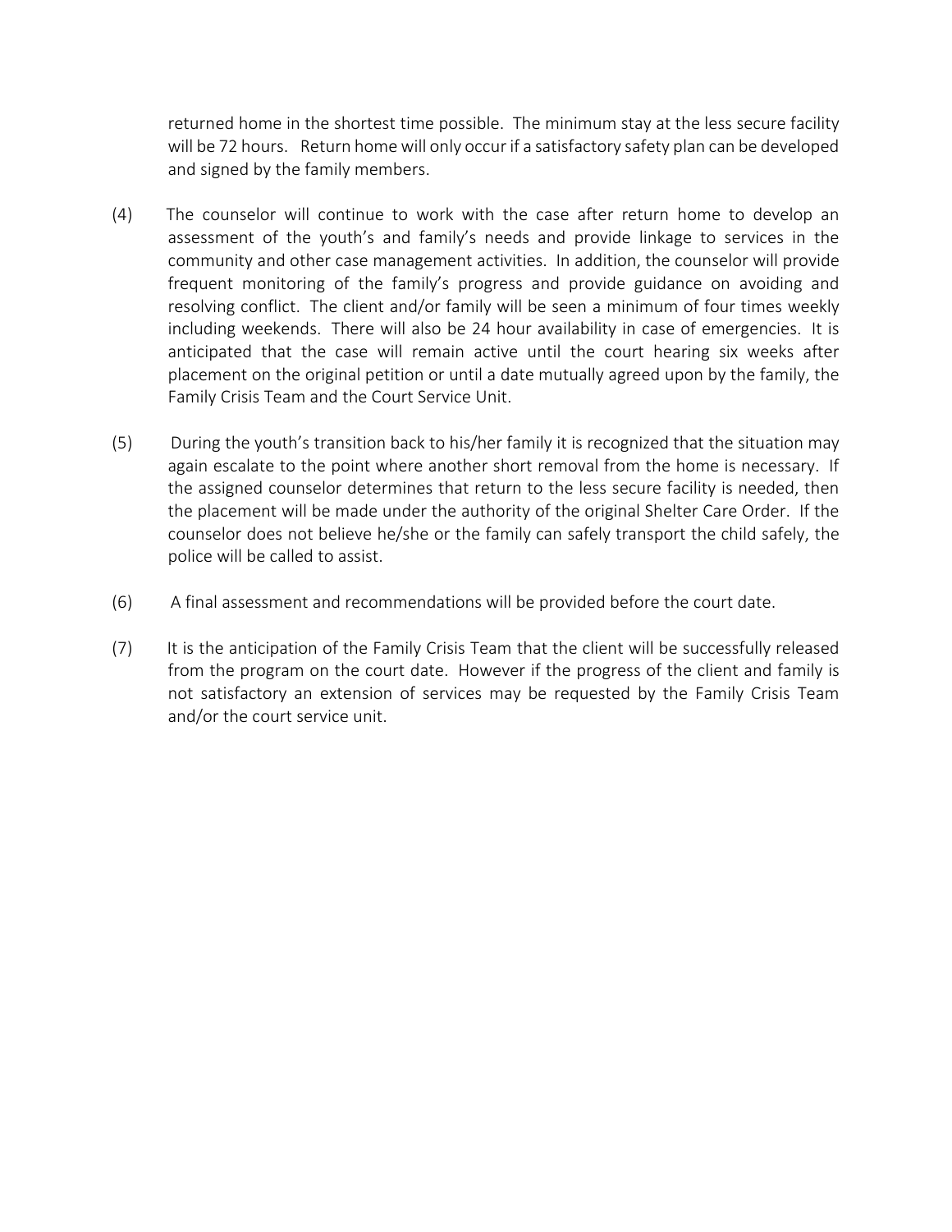returned home in the shortest time possible. The minimum stay at the less secure facility will be 72 hours. Return home will only occur if a satisfactory safety plan can be developed and signed by the family members.

(4) The counselor will continue to work with the case after return home to develop an assessment of the youth's and family's needs and provide linkage to services in the community and other case management activities. In addition, the counselor will provide frequent monitoring of the family's progress and provide guidance on avoiding and resolving conflict. The client and/or family will be seen a minimum of four times weekly including weekends. There will also be 24 hour availability in case of emergencies. It is anticipated that the case will remain active until the court hearing six weeks after placement on the original petition or until a date mutually agreed upon by the family, the Family Crisis Team and the Court Service Unit.

(5) During the youth's transition back to his/her family it is recognized that the situation may again escalate to the point where another short removal from the home is necessary. If the assigned counselor determines that return to the less secure facility is needed, then the placement will be made under the authority of the original Shelter Care Order. If the counselor does not believe he/she or the family can safely transport the child safely, the police will be called to assist.

(6) A final assessment and recommendations will be provided before the court date.

(7) It is the anticipation of the Family Crisis Team that the client will be successfully released from the program on the court date. However if the progress of the client and family is not satisfactory an extension of services may be requested by the Family Crisis Team and/or the court service unit.